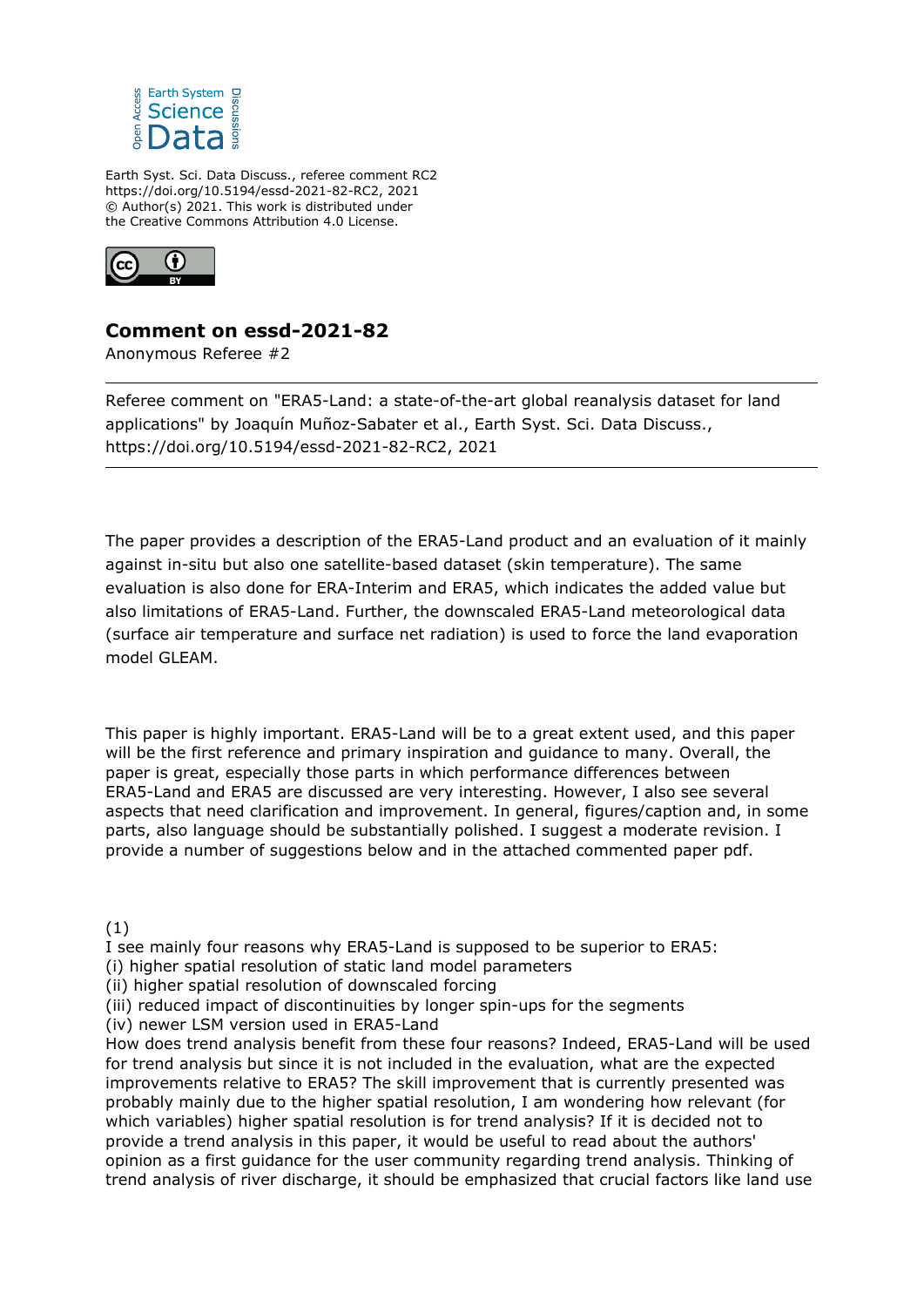Earth Syst. Sci. Data Discuss., referee comment RC2
https://doi.org/10.5194/essd-2021-82-RC2, 2021
© Author(s) 2021. This work is distributed under
the Creative Commons Attribution 4.0 License.

# Comment on essd-2021-82

Anonymous Referee #2

---

Referee comment on "ERA5-Land: a state-of-the-art global reanalysis dataset for land applications" by Joaquín Muñoz-Sabater et al., Earth Syst. Sci. Data Discuss., https://doi.org/10.5194/essd-2021-82-RC2, 2021

---

The paper provides a description of the ERA5-Land product and an evaluation of it mainly against in-situ but also one satellite-based dataset (skin temperature). The same evaluation is also done for ERA-Interim and ERA5, which indicates the added value but also limitations of ERA5-Land. Further, the downscaled ERA5-Land meteorological data (surface air temperature and surface net radiation) is used to force the land evaporation model GLEAM.

This paper is highly important. ERA5-Land will be to a great extent used, and this paper will be the first reference and primary inspiration and guidance to many. Overall, the paper is great, especially those parts in which performance differences between ERA5-Land and ERA5 are discussed are very interesting. However, I also see several aspects that need clarification and improvement. In general, figures/caption and, in some parts, also language should be substantially polished. I suggest a moderate revision. I provide a number of suggestions below and in the attached commented paper pdf.

(1)
I see mainly four reasons why ERA5-Land is supposed to be superior to ERA5:
(i) higher spatial resolution of static land model parameters
(ii) higher spatial resolution of downscaled forcing
(iii) reduced impact of discontinuities by longer spin-ups for the segments
(iv) newer LSM version used in ERA5-Land
How does trend analysis benefit from these four reasons? Indeed, ERA5-Land will be used for trend analysis but since it is not included in the evaluation, what are the expected improvements relative to ERA5? The skill improvement that is currently presented was probably mainly due to the higher spatial resolution, I am wondering how relevant (for which variables) higher spatial resolution is for trend analysis? If it is decided not to provide a trend analysis in this paper, it would be useful to read about the authors' opinion as a first guidance for the user community regarding trend analysis. Thinking of trend analysis of river discharge, it should be emphasized that crucial factors like land use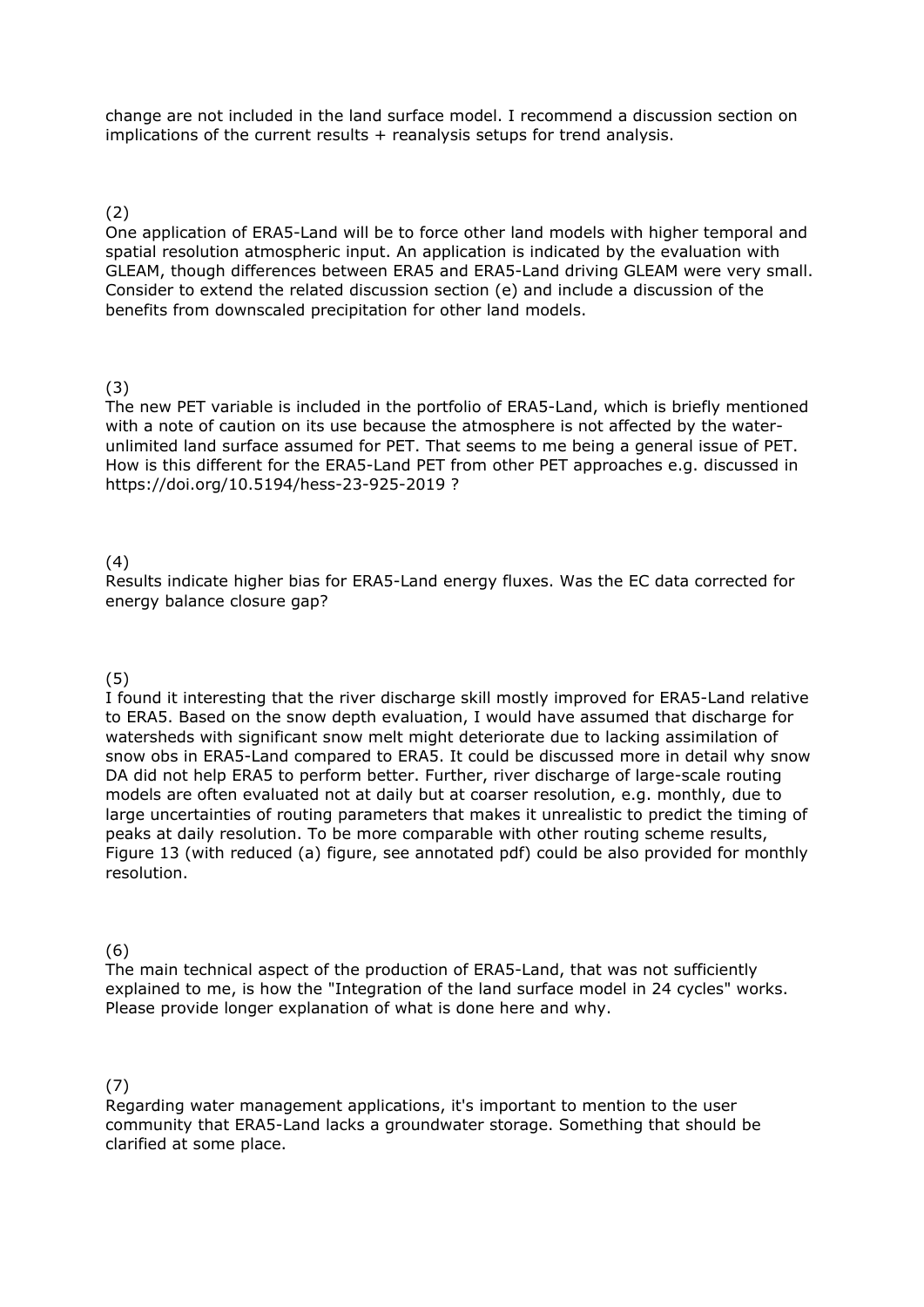change are not included in the land surface model. I recommend a discussion section on implications of the current results + reanalysis setups for trend analysis.

(2)
One application of ERA5-Land will be to force other land models with higher temporal and spatial resolution atmospheric input. An application is indicated by the evaluation with GLEAM, though differences between ERA5 and ERA5-Land driving GLEAM were very small. Consider to extend the related discussion section (e) and include a discussion of the benefits from downscaled precipitation for other land models.

(3)
The new PET variable is included in the portfolio of ERA5-Land, which is briefly mentioned with a note of caution on its use because the atmosphere is not affected by the water-unlimited land surface assumed for PET. That seems to me being a general issue of PET. How is this different for the ERA5-Land PET from other PET approaches e.g. discussed in https://doi.org/10.5194/hess-23-925-2019 ?

(4)
Results indicate higher bias for ERA5-Land energy fluxes. Was the EC data corrected for energy balance closure gap?

(5)
I found it interesting that the river discharge skill mostly improved for ERA5-Land relative to ERA5. Based on the snow depth evaluation, I would have assumed that discharge for watersheds with significant snow melt might deteriorate due to lacking assimilation of snow obs in ERA5-Land compared to ERA5. It could be discussed more in detail why snow DA did not help ERA5 to perform better. Further, river discharge of large-scale routing models are often evaluated not at daily but at coarser resolution, e.g. monthly, due to large uncertainties of routing parameters that makes it unrealistic to predict the timing of peaks at daily resolution. To be more comparable with other routing scheme results, Figure 13 (with reduced (a) figure, see annotated pdf) could be also provided for monthly resolution.

(6)
The main technical aspect of the production of ERA5-Land, that was not sufficiently explained to me, is how the "Integration of the land surface model in 24 cycles" works. Please provide longer explanation of what is done here and why.

(7)
Regarding water management applications, it's important to mention to the user community that ERA5-Land lacks a groundwater storage. Something that should be clarified at some place.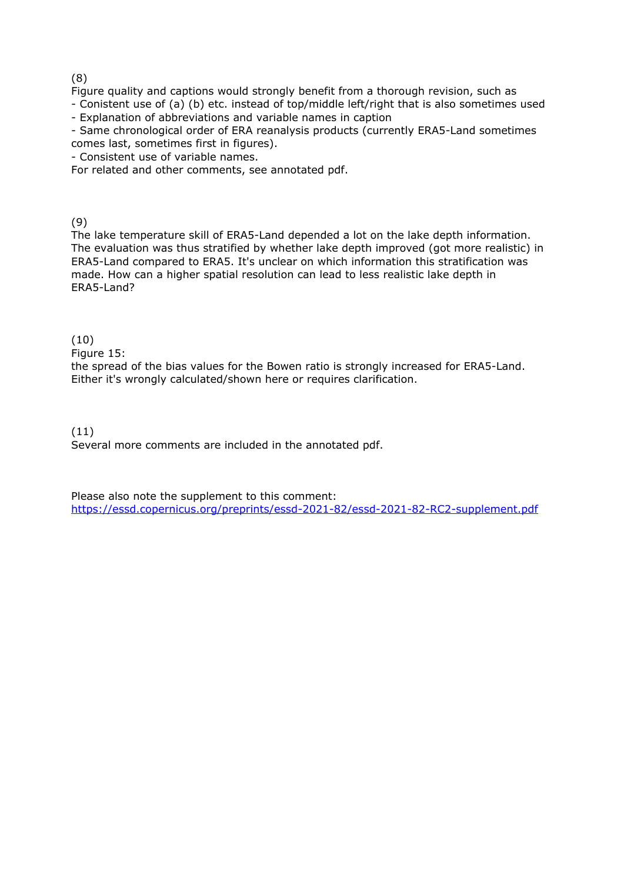(8)
Figure quality and captions would strongly benefit from a thorough revision, such as
- Conistent use of (a) (b) etc. instead of top/middle left/right that is also sometimes used
- Explanation of abbreviations and variable names in caption
- Same chronological order of ERA reanalysis products (currently ERA5-Land sometimes comes last, sometimes first in figures).
- Consistent use of variable names.

For related and other comments, see annotated pdf.

(9)
The lake temperature skill of ERA5-Land depended a lot on the lake depth information. The evaluation was thus stratified by whether lake depth improved (got more realistic) in ERA5-Land compared to ERA5. It's unclear on which information this stratification was made. How can a higher spatial resolution can lead to less realistic lake depth in ERA5-Land?

(10)
Figure 15:
the spread of the bias values for the Bowen ratio is strongly increased for ERA5-Land. Either it's wrongly calculated/shown here or requires clarification.

(11)
Several more comments are included in the annotated pdf.

Please also note the supplement to this comment:
https://essd.copernicus.org/preprints/essd-2021-82/essd-2021-82-RC2-supplement.pdf